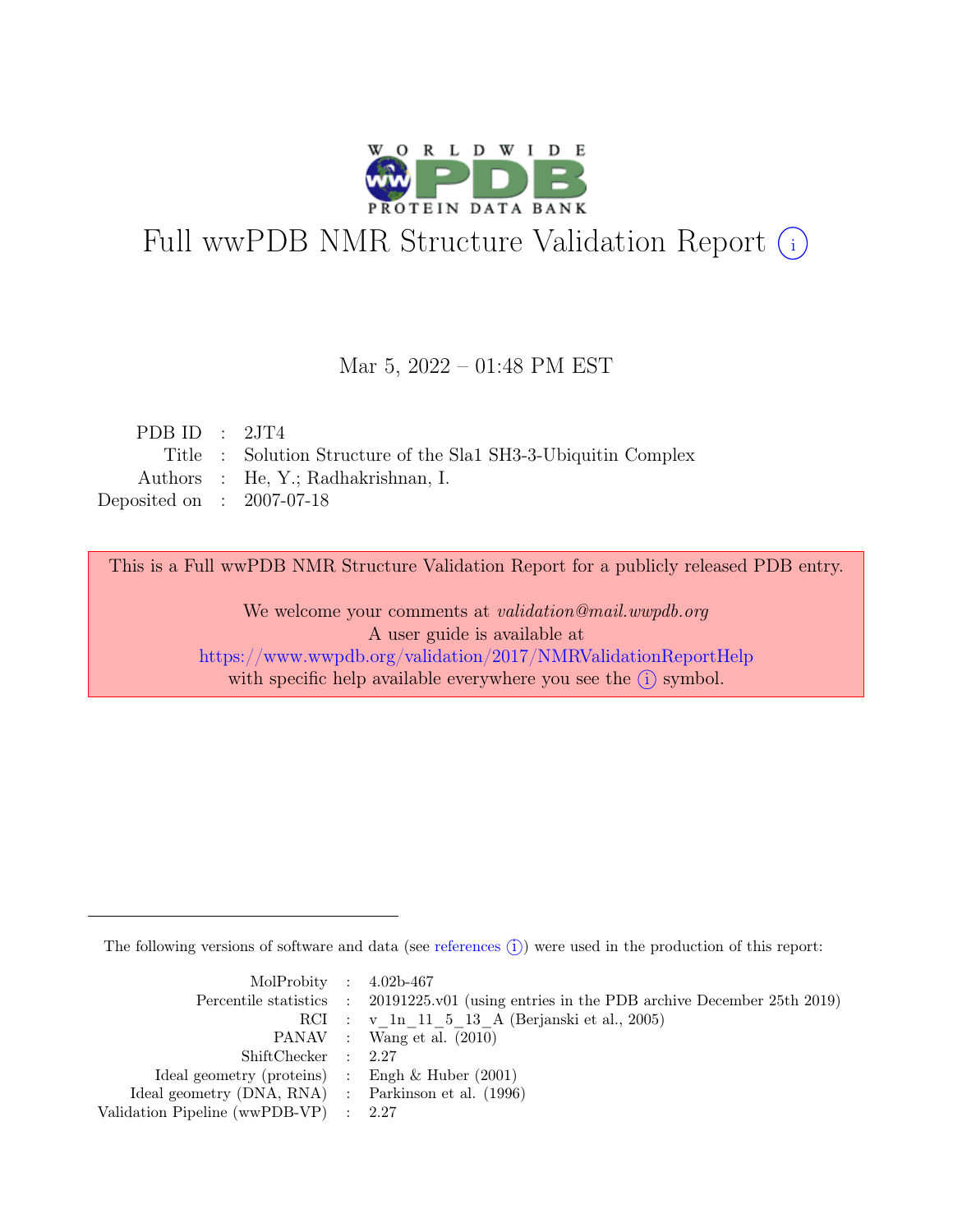# Full wwPDB NMR Structure Validation Report (i)

Mar 5, 2022 – 01:48 PM EST

| | | |
|---|---|---|
| PDB ID | : | 2JT4 |
| Title | : | Solution Structure of the Sla1 SH3-3-Ubiquitin Complex |
| Authors | : | He, Y.; Radhakrishnan, I. |
| Deposited on | : | 2007-07-18 |

This is a Full wwPDB NMR Structure Validation Report for a publicly released PDB entry.

We welcome your comments at *validation@mail.wwpdb.org*
A user guide is available at
https://www.wwpdb.org/validation/2017/NMRValidationReportHelp
with specific help available everywhere you see the (i) symbol.

The following versions of software and data (see references (i)) were used in the production of this report:

| | | |
|---|---|---|
| MolProbity | : | 4.02b-467 |
| Percentile statistics | : | 20191225.v01 (using entries in the PDB archive December 25th 2019) |
| RCI | : | v_1n_11_5_13_A (Berjanski et al., 2005) |
| PANAV | : | Wang et al. (2010) |
| ShiftChecker | : | 2.27 |
| Ideal geometry (proteins) | : | Engh & Huber (2001) |
| Ideal geometry (DNA, RNA) | : | Parkinson et al. (1996) |
| Validation Pipeline (wwPDB-VP) | : | 2.27 |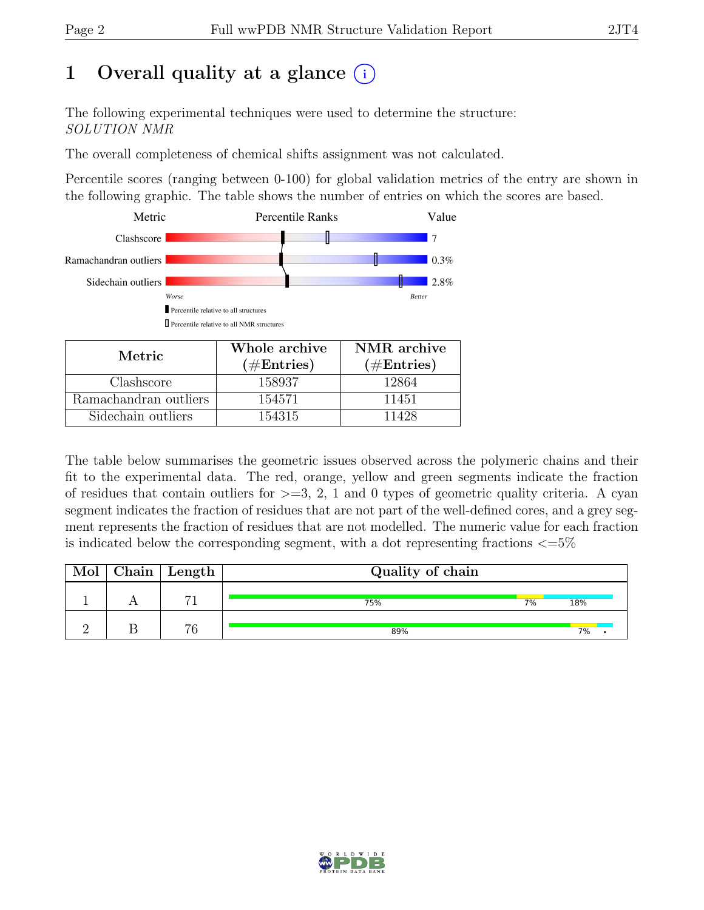# 1 Overall quality at a glance (i)

The following experimental techniques were used to determine the structure:
*SOLUTION NMR*

The overall completeness of chemical shifts assignment was not calculated.

Percentile scores (ranging between 0-100) for global validation metrics of the entry are shown in the following graphic. The table shows the number of entries on which the scores are based.

| Metric | Percentile Ranks | Value |
|---|---|---|
| Clashscore | | 7 |
| Ramachandran outliers | | 0.3% |
| Sidechain outliers | | 2.8% |

Worse — Better

▮ Percentile relative to all structures
▯ Percentile relative to all NMR structures

| Metric | Whole archive (#Entries) | NMR archive (#Entries) |
|---|---|---|
| Clashscore | 158937 | 12864 |
| Ramachandran outliers | 154571 | 11451 |
| Sidechain outliers | 154315 | 11428 |

The table below summarises the geometric issues observed across the polymeric chains and their fit to the experimental data. The red, orange, yellow and green segments indicate the fraction of residues that contain outliers for >=3, 2, 1 and 0 types of geometric quality criteria. A cyan segment indicates the fraction of residues that are not part of the well-defined cores, and a grey segment represents the fraction of residues that are not modelled. The numeric value for each fraction is indicated below the corresponding segment, with a dot representing fractions <=5%

| Mol | Chain | Length | Quality of chain |
|---|---|---|---|
| 1 | A | 71 | 75% 7% 18% |
| 2 | B | 76 | 89% 7% • |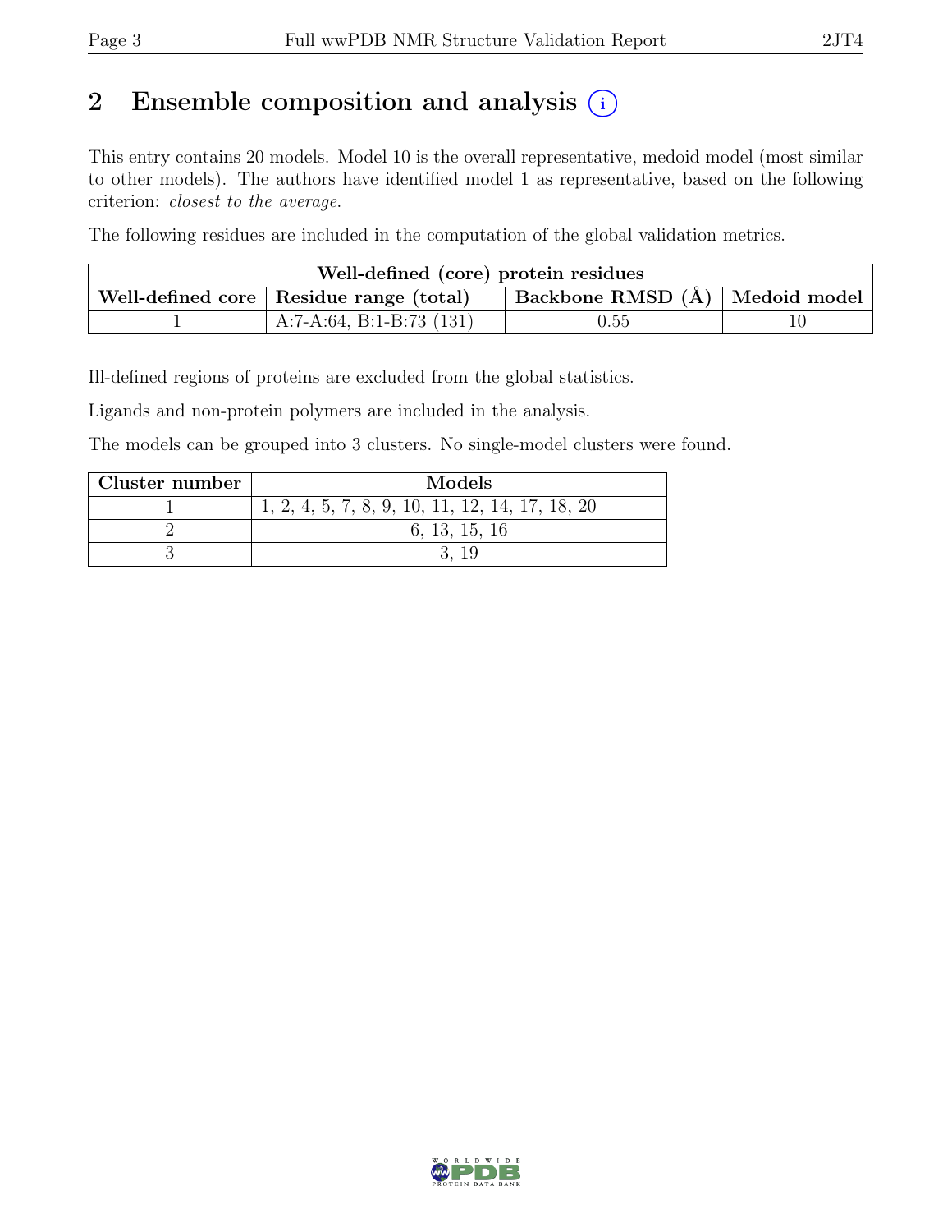## 2 Ensemble composition and analysis (i)

This entry contains 20 models. Model 10 is the overall representative, medoid model (most similar to other models). The authors have identified model 1 as representative, based on the following criterion: *closest to the average*.

The following residues are included in the computation of the global validation metrics.

| Well-defined (core) protein residues | | | |
|---|---|---|---|
| Well-defined core | Residue range (total) | Backbone RMSD (Å) | Medoid model |
| 1 | A:7-A:64, B:1-B:73 (131) | 0.55 | 10 |

Ill-defined regions of proteins are excluded from the global statistics.

Ligands and non-protein polymers are included in the analysis.

The models can be grouped into 3 clusters. No single-model clusters were found.

| Cluster number | Models |
|---|---|
| 1 | 1, 2, 4, 5, 7, 8, 9, 10, 11, 12, 14, 17, 18, 20 |
| 2 | 6, 13, 15, 16 |
| 3 | 3, 19 |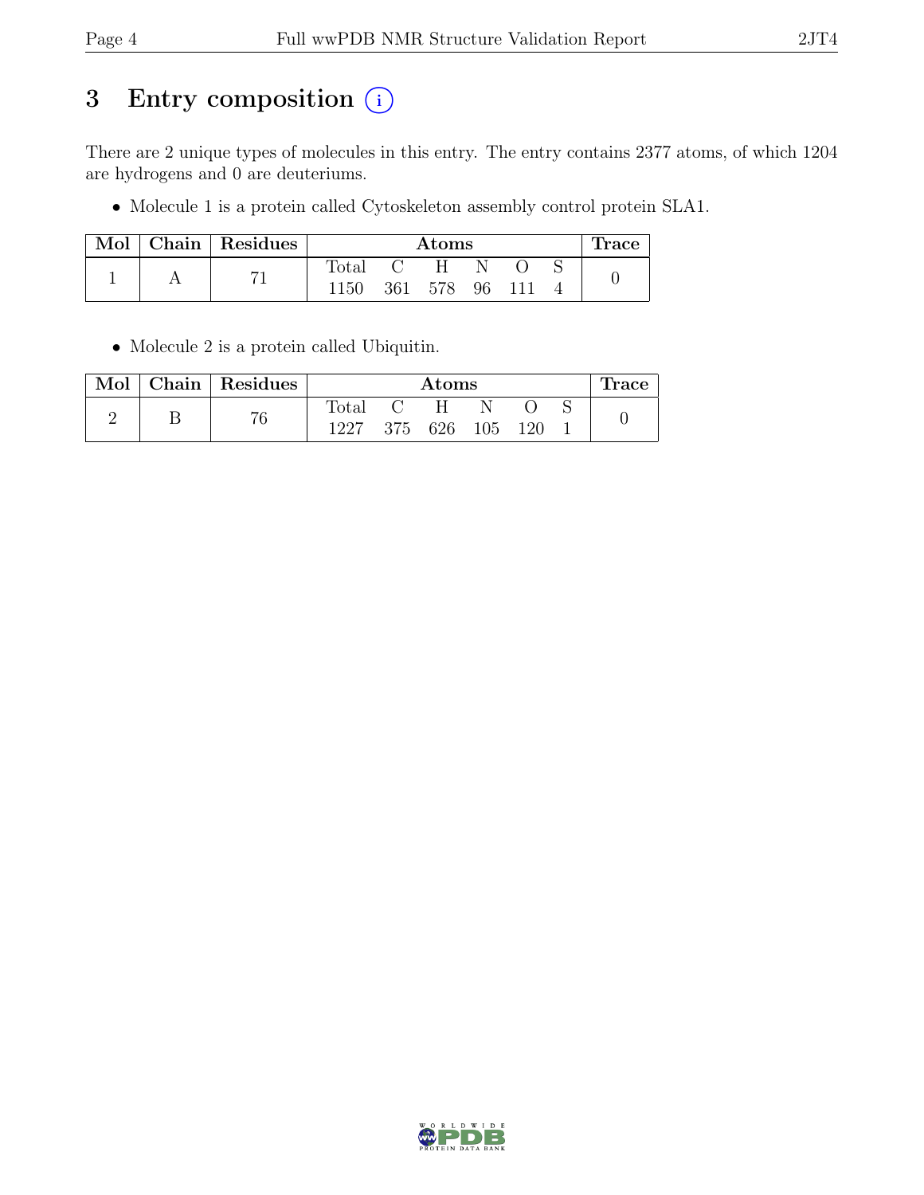# 3 Entry composition (i)

There are 2 unique types of molecules in this entry. The entry contains 2377 atoms, of which 1204 are hydrogens and 0 are deuteriums.

- Molecule 1 is a protein called Cytoskeleton assembly control protein SLA1.

| Mol | Chain | Residues | Atoms | | | | | | Trace |
|---|---|---|---|---|---|---|---|---|---|
| | | | Total | C | H | N | O | S | |
| 1 | A | 71 | 1150 | 361 | 578 | 96 | 111 | 4 | 0 |

- Molecule 2 is a protein called Ubiquitin.

| Mol | Chain | Residues | Atoms | | | | | | Trace |
|---|---|---|---|---|---|---|---|---|---|
| | | | Total | C | H | N | O | S | |
| 2 | B | 76 | 1227 | 375 | 626 | 105 | 120 | 1 | 0 |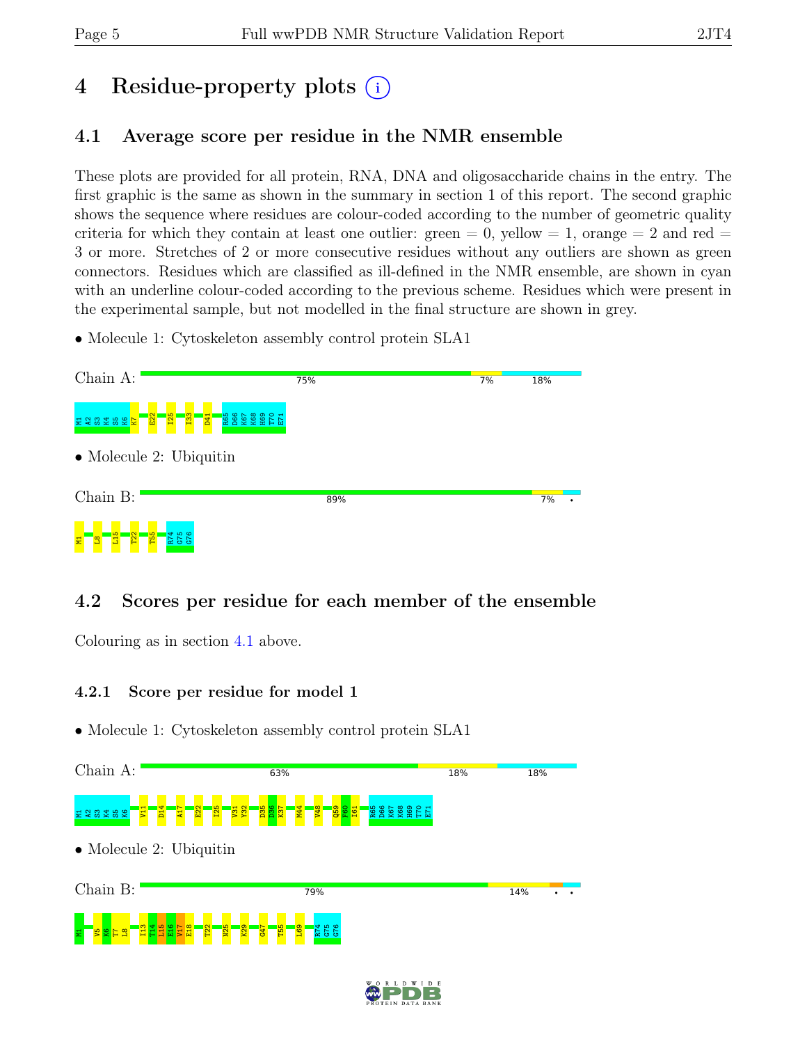# 4 Residue-property plots

## 4.1 Average score per residue in the NMR ensemble

These plots are provided for all protein, RNA, DNA and oligosaccharide chains in the entry. The first graphic is the same as shown in the summary in section 1 of this report. The second graphic shows the sequence where residues are colour-coded according to the number of geometric quality criteria for which they contain at least one outlier: green = 0, yellow = 1, orange = 2 and red = 3 or more. Stretches of 2 or more consecutive residues without any outliers are shown as green connectors. Residues which are classified as ill-defined in the NMR ensemble, are shown in cyan with an underline colour-coded according to the previous scheme. Residues which were present in the experimental sample, but not modelled in the final structure are shown in grey.

- Molecule 1: Cytoskeleton assembly control protein SLA1

Chain A: 75% 7% 18%

M1 A2 S3 K4 S5 K6 K7 E22 I25 I33 D41 R65 D66 K67 K68 H69 T70 E71

- Molecule 2: Ubiquitin

Chain B: 89% 7% •

M1 L8 L15 T22 T55 R74 G75 G76

## 4.2 Scores per residue for each member of the ensemble

Colouring as in section 4.1 above.

### 4.2.1 Score per residue for model 1

- Molecule 1: Cytoskeleton assembly control protein SLA1

Chain A: 63% 18% 18%

M1 A2 S3 K4 S5 K6 V11 D14 A17 E22 I25 V31 Y32 D35 D36 K37 M44 V48 Q59 F60 I61 R65 D66 K67 K68 H69 T70 E71

- Molecule 2: Ubiquitin

Chain B: 79% 14% • •

M1 V5 K6 T7 L8 I13 T14 L15 E16 V17 E18 T22 N25 K29 G47 T55 L69 R74 G75 G76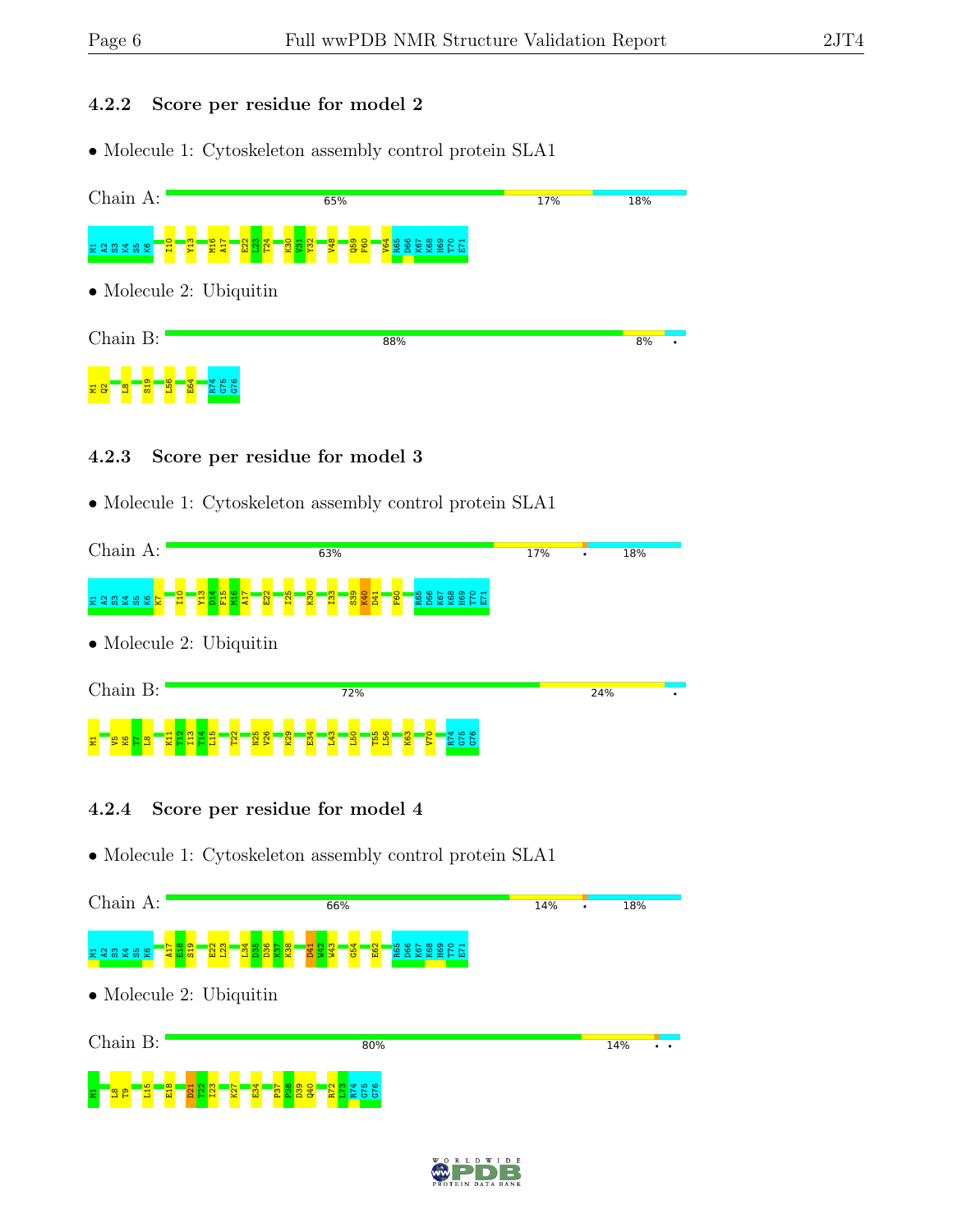### 4.2.2 Score per residue for model 2

- Molecule 1: Cytoskeleton assembly control protein SLA1

Chain A: 65% | 17% | 18%

M1 A2 S3 K4 S5 K6 I10 Y13 M16 A17 E22 L23 T24 K30 V31 Y32 V48 Q59 F60 V64 R65 D66 K67 K68 H69 T70 E71

- Molecule 2: Ubiquitin

Chain B: 88% | 8% | •

M1 Q2 L8 S19 L56 E64 R74 G75 G76

### 4.2.3 Score per residue for model 3

- Molecule 1: Cytoskeleton assembly control protein SLA1

Chain A: 63% | 17% | • | 18%

M1 A2 S3 K4 S5 K6 K7 I10 Y13 D14 F15 M16 A17 E22 I25 K30 I33 S39 K40 D41 F60 R65 D66 K67 K68 H69 T70 E71

- Molecule 2: Ubiquitin

Chain B: 72% | 24% | •

M1 V5 K6 T7 L8 K11 T12 I13 T14 L15 T22 N25 V26 K29 E34 L43 L50 T55 L56 K63 V70 R74 G75 G76

### 4.2.4 Score per residue for model 4

- Molecule 1: Cytoskeleton assembly control protein SLA1

Chain A: 66% | 14% | • | 18%

M1 A2 S3 K4 S5 K6 A17 E18 S19 E22 L23 L34 D35 D36 K37 K38 D41 W42 W43 G54 E62 R65 D66 K67 K68 H69 T70 E71

- Molecule 2: Ubiquitin

Chain B: 80% | 14% | • •

M1 L8 T9 L15 E18 D21 T22 I23 K27 E34 P37 P38 D39 Q40 R72 L73 R74 G75 G76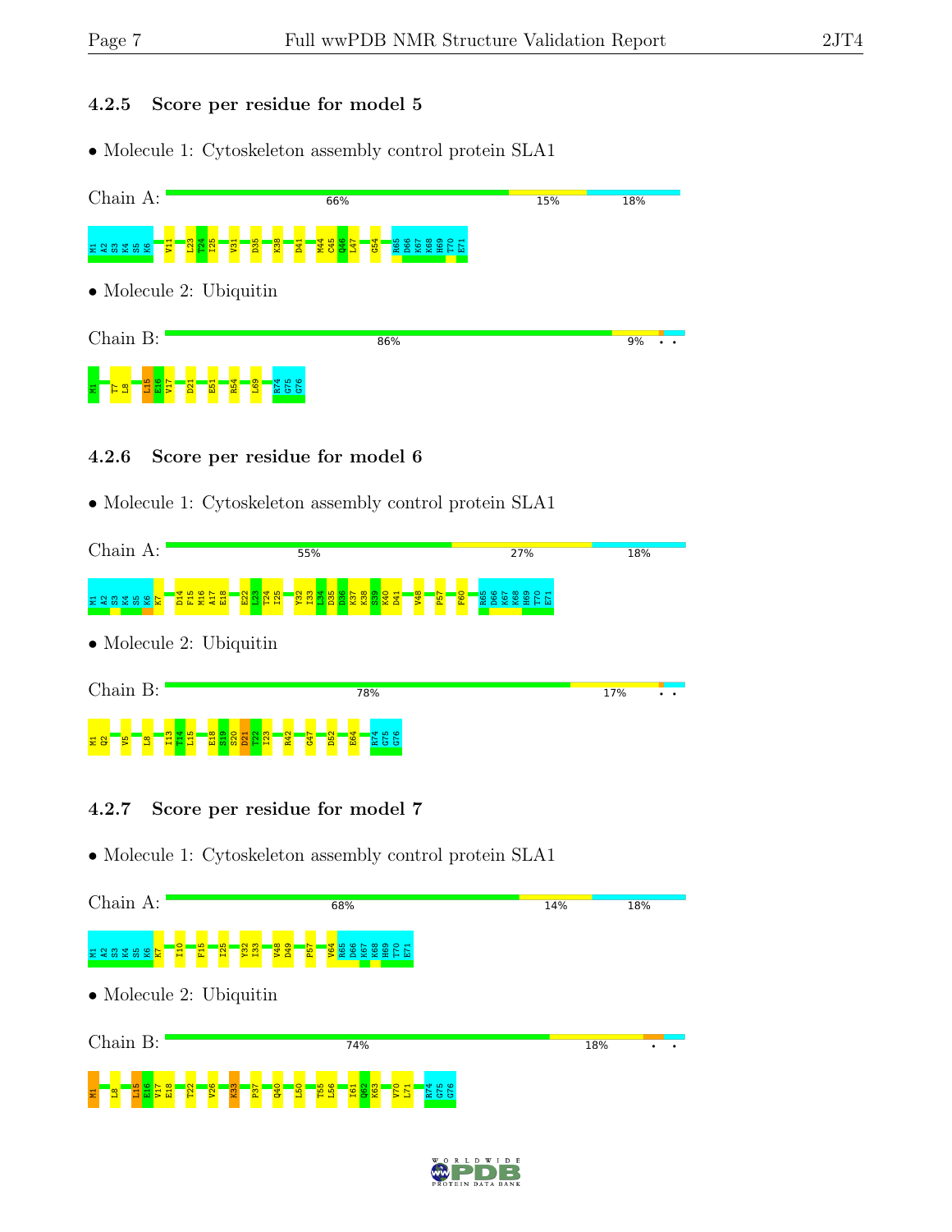### 4.2.5 Score per residue for model 5

- Molecule 1: Cytoskeleton assembly control protein SLA1

Chain A: 66% 15% 18%

M1 A2 S3 K4 S5 K6 V11 L23 T24 I25 V31 D35 K38 D41 M44 C45 Q46 L47 G54 R65 D66 K67 K68 H69 T70 E71

- Molecule 2: Ubiquitin

Chain B: 86% 9% • •

M1 T7 L8 L15 E16 V17 D21 E51 R54 L69 R74 G75 G76

### 4.2.6 Score per residue for model 6

- Molecule 1: Cytoskeleton assembly control protein SLA1

Chain A: 55% 27% 18%

M1 A2 S3 K4 S5 K6 K7 D14 F15 M16 A17 E18 E22 L23 T24 I25 Y32 I33 L34 D35 D36 K37 K38 S39 K40 D41 V48 P57 F60 R65 D66 K67 K68 H69 T70 E71

- Molecule 2: Ubiquitin

Chain B: 78% 17% • •

M1 Q2 V5 L8 I13 T14 L15 E18 S19 S20 D21 T22 I23 R42 G47 D52 E64 R74 G75 G76

### 4.2.7 Score per residue for model 7

- Molecule 1: Cytoskeleton assembly control protein SLA1

Chain A: 68% 14% 18%

M1 A2 S3 K4 S5 K6 K7 I10 F15 I25 Y32 I33 V48 D49 P57 V64 R65 D66 K67 K68 H69 T70 E71

- Molecule 2: Ubiquitin

Chain B: 74% 18% • •

M1 L8 L15 E16 V17 E18 T22 V26 K33 P37 Q40 L50 T55 L56 I61 Q62 K63 V70 L71 R74 G75 G76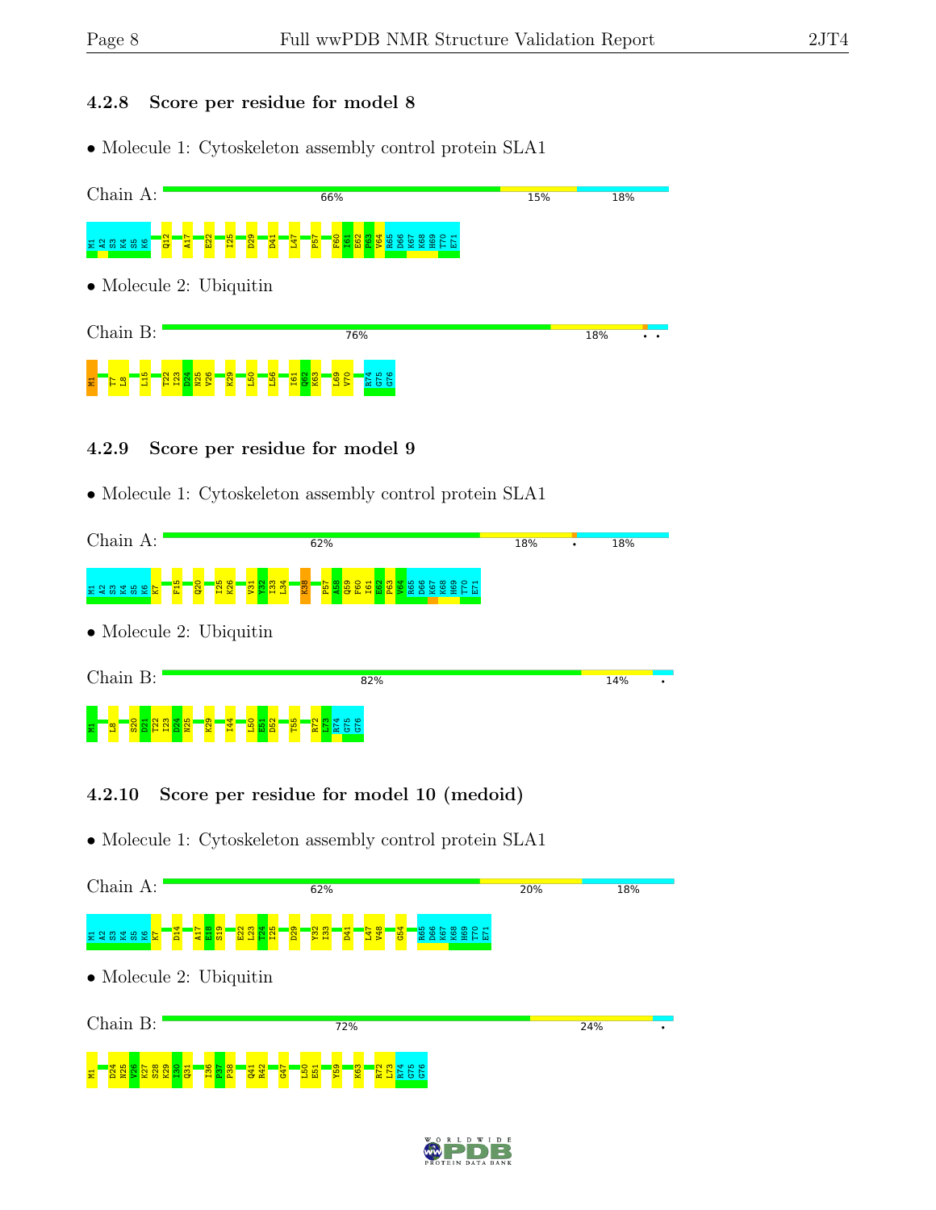### 4.2.8 Score per residue for model 8

- Molecule 1: Cytoskeleton assembly control protein SLA1

Chain A: 66% | 15% | 18%

M1 A2 S3 K4 S5 K6 Q12 A17 E22 I25 D29 D41 L47 P57 F60 I61 E62 P63 V64 R65 D66 K67 K68 H69 T70 E71

- Molecule 2: Ubiquitin

Chain B: 76% | 18% | • •

M1 T7 L8 L15 T22 I23 D24 N25 V26 K29 L50 L56 I61 Q62 K63 L69 V70 R74 G75 G76

### 4.2.9 Score per residue for model 9

- Molecule 1: Cytoskeleton assembly control protein SLA1

Chain A: 62% | 18% | • | 18%

M1 A2 S3 K4 S5 K6 K7 F15 Q20 I25 K26 V31 Y32 I33 L34 K38 P57 A58 Q59 F60 I61 E62 P63 V64 R65 D66 K67 K68 H69 T70 E71

- Molecule 2: Ubiquitin

Chain B: 82% | 14% | •

M1 L8 S20 D21 T22 I23 D24 N25 K29 I44 L50 E51 D52 T55 R72 L73 R74 G75 G76

### 4.2.10 Score per residue for model 10 (medoid)

- Molecule 1: Cytoskeleton assembly control protein SLA1

Chain A: 62% | 20% | 18%

M1 A2 S3 K4 S5 K6 K7 D14 A17 E18 S19 E22 L23 I24 I25 D29 Y32 I33 D41 L47 V48 G54 R65 D66 K67 K68 H69 T70 E71

- Molecule 2: Ubiquitin

Chain B: 72% | 24% | •

M1 D24 N25 V26 K27 S28 K29 I30 Q31 I36 P37 P38 Q41 R42 G47 L50 E51 Y59 K63 R72 L73 R74 G75 G76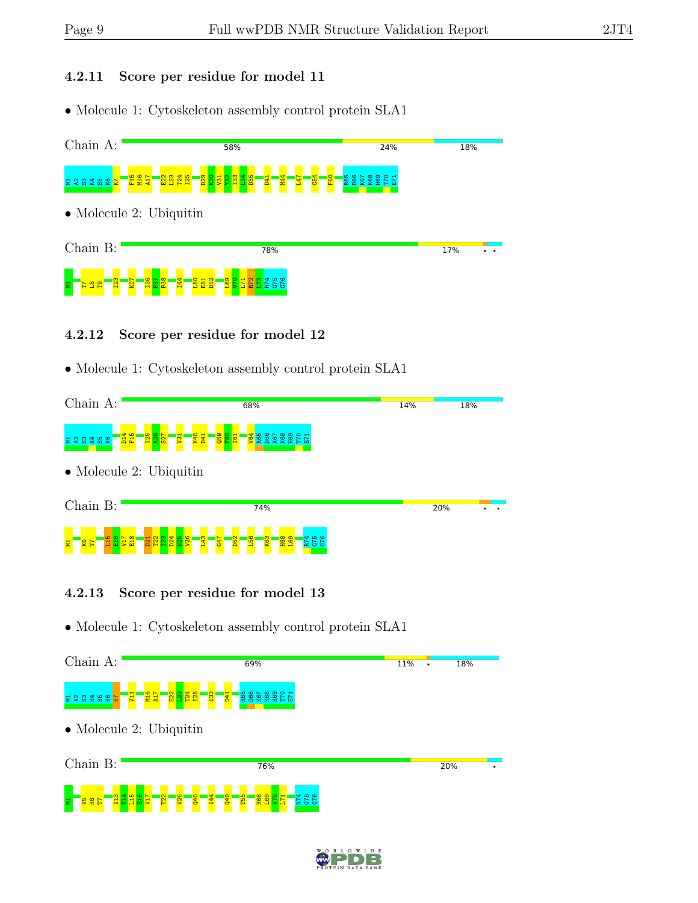### 4.2.11 Score per residue for model 11

- Molecule 1: Cytoskeleton assembly control protein SLA1

Chain A: 58% 24% 18%

M1 A2 S3 K4 S5 K6 K7 F15 M16 A17 E22 L23 T24 I25 D29 K30 V31 Y32 I33 L34 D35 D41 M44 L47 G54 F60 R65 D66 K67 K68 H69 T70 E71

- Molecule 2: Ubiquitin

Chain B: 78% 17% • •

M1 T7 L8 T9 I23 K27 I36 P37 P38 I44 L50 E51 D52 L69 V70 L71 R72 L73 R74 G75 G76

### 4.2.12 Score per residue for model 12

- Molecule 1: Cytoskeleton assembly control protein SLA1

Chain A: 68% 14% 18%

M1 A2 S3 K4 S5 K6 D14 F15 I25 K26 S27 V31 K40 D41 Q59 F60 I61 V64 R65 D66 K67 K68 H69 T70 E71

- Molecule 2: Ubiquitin

Chain B: 74% 20% • •

M1 K6 T7 L15 E16 V17 E18 D21 T22 I23 D24 N25 V26 L43 G47 D52 L56 K63 H68 L69 R74 G75 G76

### 4.2.13 Score per residue for model 13

- Molecule 1: Cytoskeleton assembly control protein SLA1

Chain A: 69% 11% • 18%

M1 A2 S3 K4 S5 K6 K7 V11 M16 A17 E22 L23 T24 I25 I33 D41 R65 D66 K67 K68 H69 T70 E71

- Molecule 2: Ubiquitin

Chain B: 76% 20% •

M1 V5 K6 T7 I13 T14 L15 E16 V17 T22 V26 Q40 I44 Q49 T55 H68 L69 V70 L71 R74 G75 G76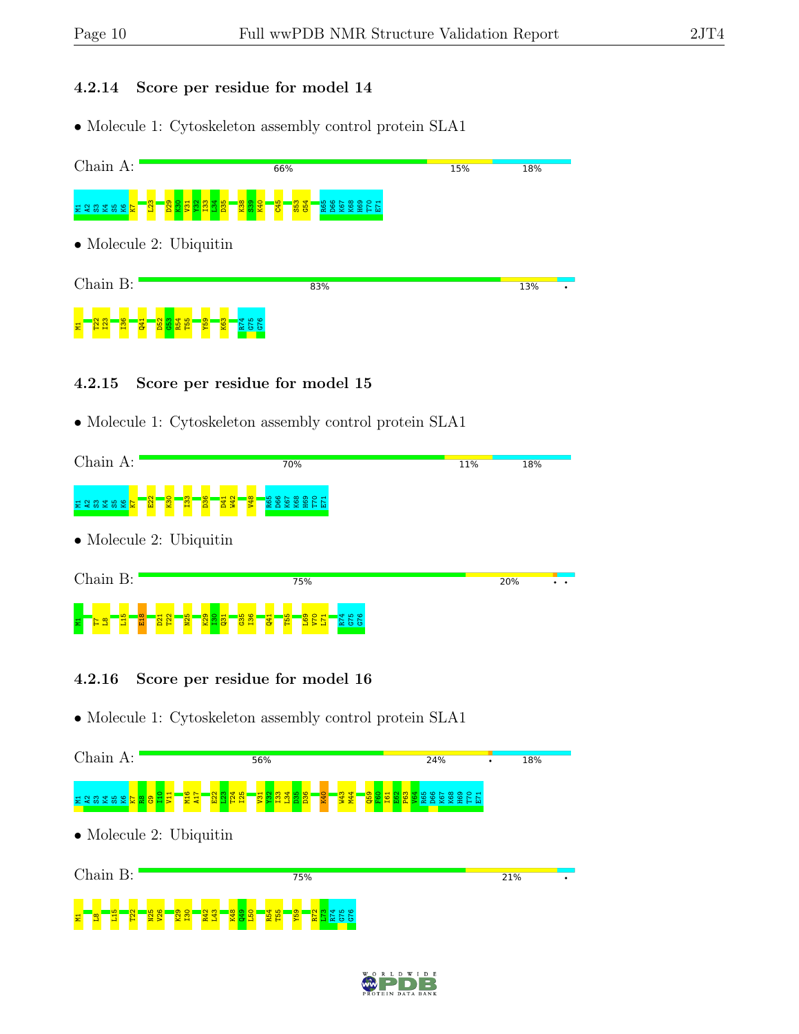### 4.2.14 Score per residue for model 14

- Molecule 1: Cytoskeleton assembly control protein SLA1

Chain A: 66% | 15% | 18%

M1 A2 S3 K4 S5 K6 K7 L23 D29 K30 V31 Y32 I33 L34 D35 K38 S39 K40 C45 S53 G54 R65 D66 K67 K68 H69 T70 E71

- Molecule 2: Ubiquitin

Chain B: 83% | 13% | •

M1 T22 I23 I36 Q41 D52 G53 R54 T55 Y59 K63 R74 G75 G76

### 4.2.15 Score per residue for model 15

- Molecule 1: Cytoskeleton assembly control protein SLA1

Chain A: 70% | 11% | 18%

M1 A2 S3 K4 S5 K6 K7 E22 K30 I33 D36 D41 W42 V48 R65 D66 K67 K68 H69 T70 E71

- Molecule 2: Ubiquitin

Chain B: 75% | 20% | • •

M1 T7 L8 L15 E18 D21 T22 N25 K29 I30 Q31 G35 I36 Q41 T55 L69 V70 L71 R74 G75 G76

### 4.2.16 Score per residue for model 16

- Molecule 1: Cytoskeleton assembly control protein SLA1

Chain A: 56% | 24% | • | 18%

M1 A2 S3 K4 S5 K6 K7 E8 G9 I10 V11 M16 A17 E22 L23 T24 I25 V31 Y32 I33 L34 D35 D36 K40 W43 M44 Q59 F60 I61 E62 P63 V64 R65 D66 K67 K68 H69 T70 E71

- Molecule 2: Ubiquitin

Chain B: 75% | 21% | •

M1 L8 L15 T22 N25 V26 K29 I30 R42 L43 K48 Q49 L50 R54 T55 Y59 R72 L73 R74 G75 G76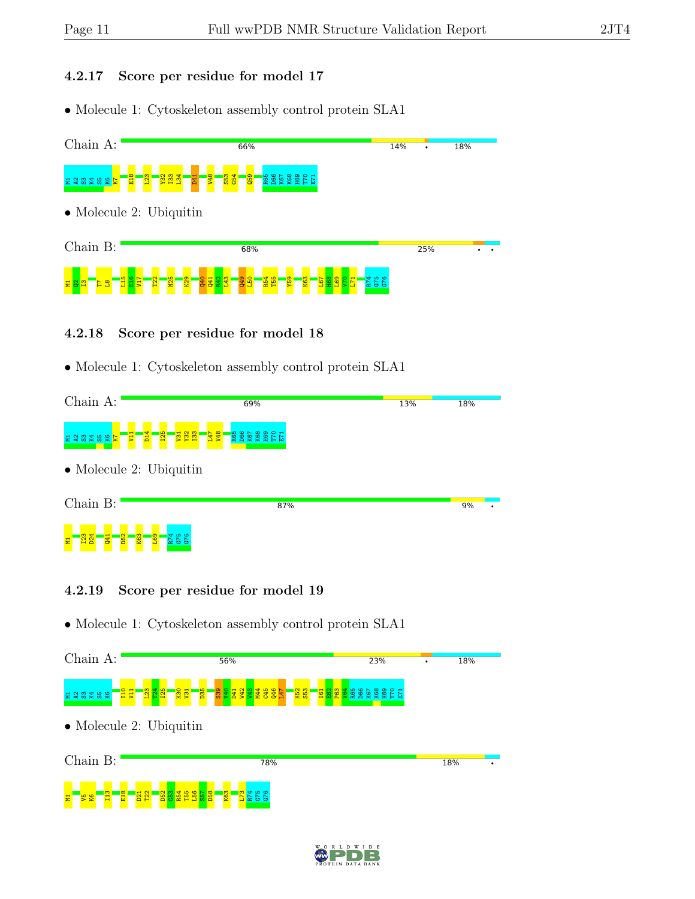### 4.2.17 Score per residue for model 17

• Molecule 1: Cytoskeleton assembly control protein SLA1

Chain A: 66% 14% • 18%

M1 A2 S3 K4 S5 K6 K7 E18 L23 Y32 I33 L34 D41 V48 S53 G54 Q59 R65 D66 K67 K68 H69 T70 E71

• Molecule 2: Ubiquitin

Chain B: 68% 25% • •

M1 Q2 I3 T7 L8 L15 E16 V17 T22 N25 K29 Q40 Q41 R42 L43 Q49 L50 R54 T55 Y59 K63 L67 H68 L69 V70 L71 R74 G75 G76

### 4.2.18 Score per residue for model 18

• Molecule 1: Cytoskeleton assembly control protein SLA1

Chain A: 69% 13% 18%

M1 A2 S3 K4 S5 K6 K7 V11 D14 I25 V31 Y32 I33 L47 V48 R65 D66 K67 K68 H69 T70 E71

• Molecule 2: Ubiquitin

Chain B: 87% 9% •

M1 I23 D24 Q41 D52 K63 L69 R74 G75 G76

### 4.2.19 Score per residue for model 19

• Molecule 1: Cytoskeleton assembly control protein SLA1

Chain A: 56% 23% • 18%

M1 A2 S3 K4 S5 K6 I10 V11 L23 T24 I25 K30 V31 D35 S39 K40 D41 W42 W43 M44 C45 Q46 L47 K52 S53 I61 E62 P63 V64 R65 D66 K67 K68 H69 T70 E71

• Molecule 2: Ubiquitin

Chain B: 78% 18% •

M1 V5 K6 I13 E18 D21 T22 D52 G53 R54 T55 L56 S57 D58 K63 L73 R74 G75 G76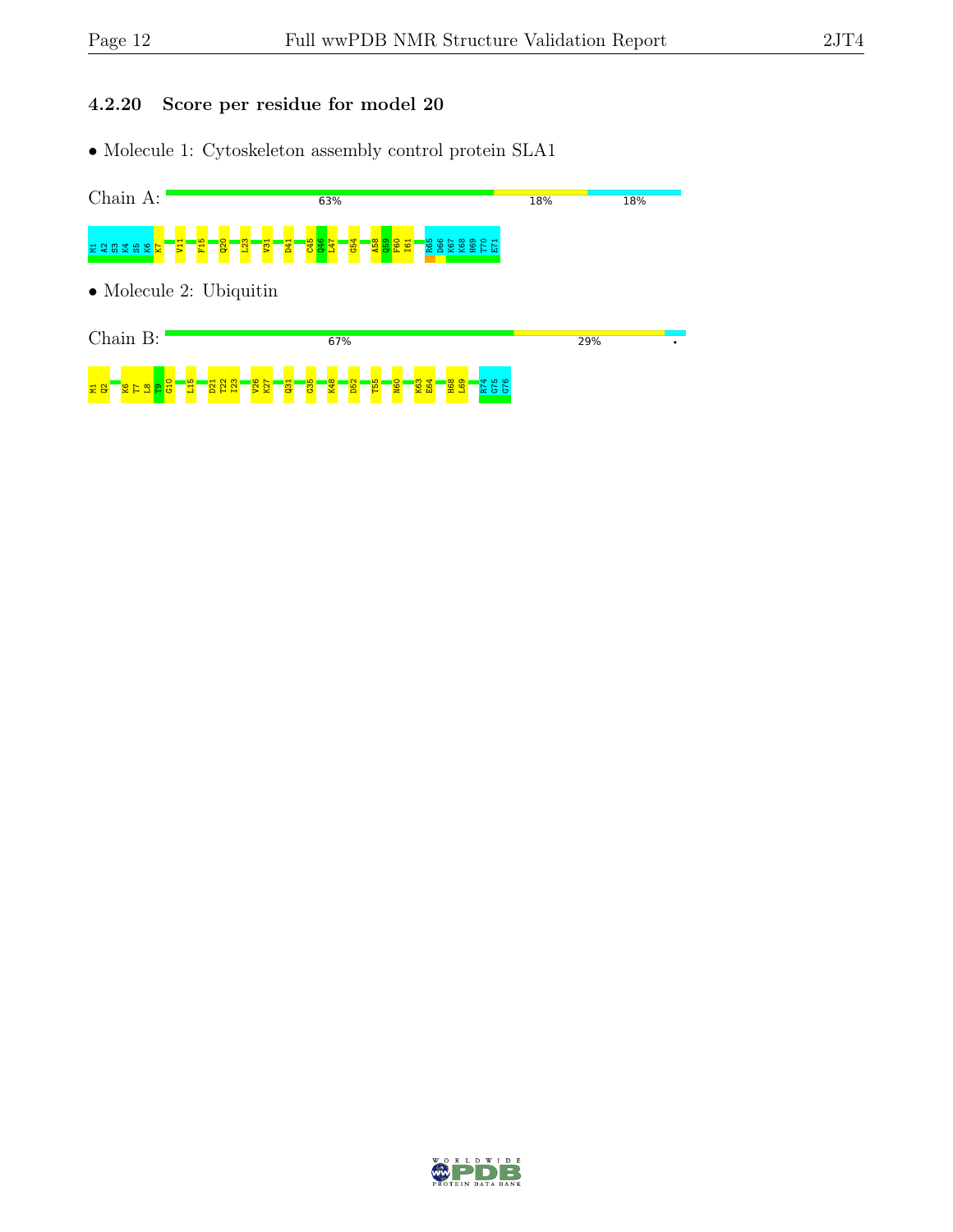### 4.2.20 Score per residue for model 20

- Molecule 1: Cytoskeleton assembly control protein SLA1

Chain A: 63% 18% 18%

M1 A2 S3 K4 S5 K6 K7 V11 F15 Q20 L23 V31 D41 C45 Q46 L47 G54 A58 Q59 F60 I61 R65 D66 K67 K68 H69 T70 E71

- Molecule 2: Ubiquitin

Chain B: 67% 29% •

M1 Q2 K6 T7 L8 T9 G10 L15 D21 T22 I23 V26 K27 Q31 G35 K48 D52 T55 N60 K63 E64 H68 L69 R74 G75 G76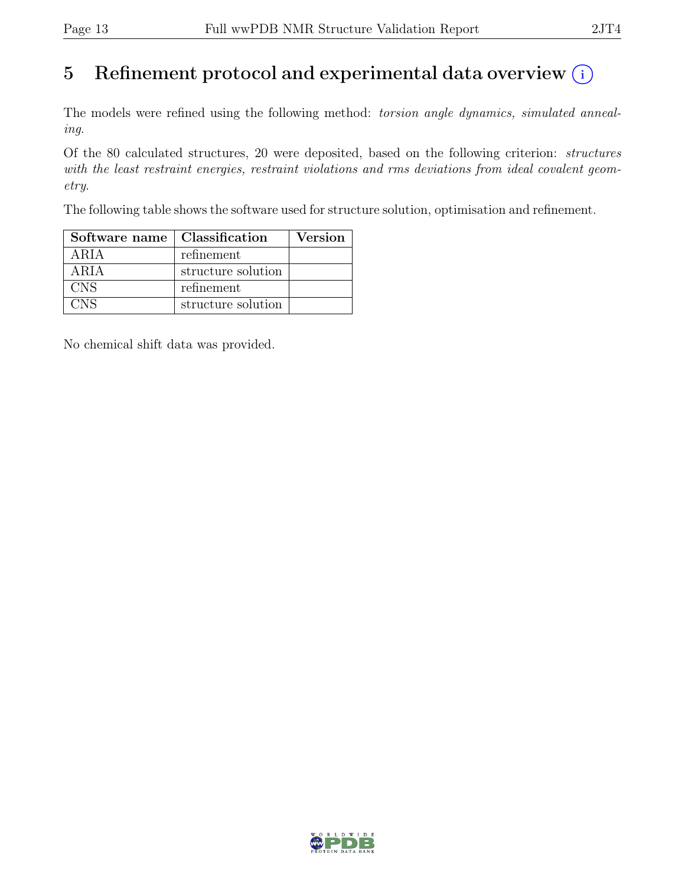# 5 Refinement protocol and experimental data overview (i)

The models were refined using the following method: *torsion angle dynamics, simulated annealing*.

Of the 80 calculated structures, 20 were deposited, based on the following criterion: *structures with the least restraint energies, restraint violations and rms deviations from ideal covalent geometry*.

The following table shows the software used for structure solution, optimisation and refinement.

| Software name | Classification | Version |
|---|---|---|
| ARIA | refinement | |
| ARIA | structure solution | |
| CNS | refinement | |
| CNS | structure solution | |

No chemical shift data was provided.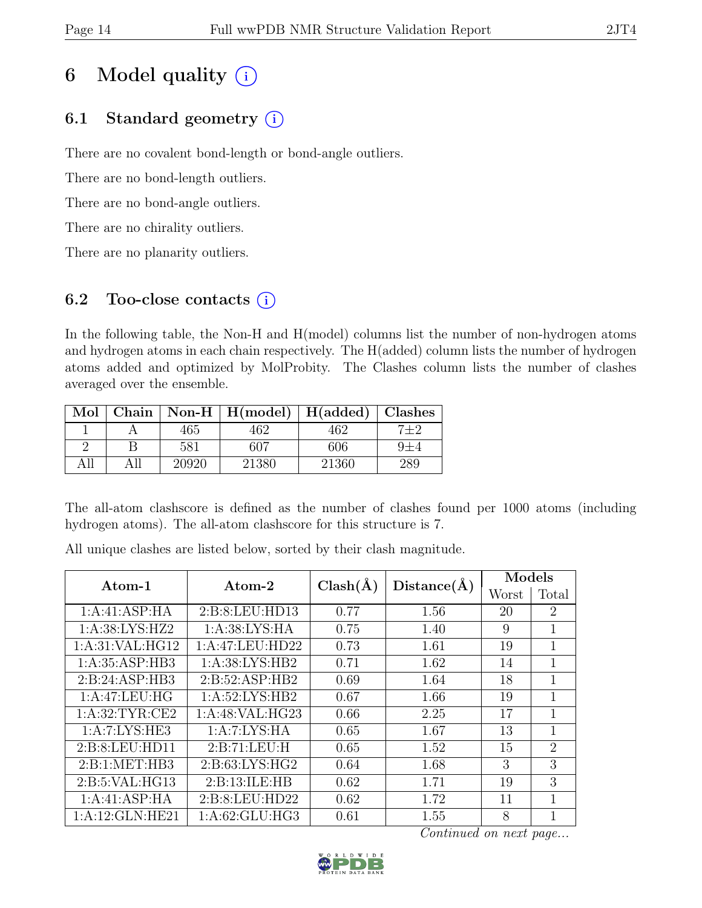# 6 Model quality (i)

## 6.1 Standard geometry (i)

There are no covalent bond-length or bond-angle outliers.

There are no bond-length outliers.

There are no bond-angle outliers.

There are no chirality outliers.

There are no planarity outliers.

## 6.2 Too-close contacts (i)

In the following table, the Non-H and H(model) columns list the number of non-hydrogen atoms and hydrogen atoms in each chain respectively. The H(added) column lists the number of hydrogen atoms added and optimized by MolProbity. The Clashes column lists the number of clashes averaged over the ensemble.

| Mol | Chain | Non-H | H(model) | H(added) | Clashes |
|---|---|---|---|---|---|
| 1 | A | 465 | 462 | 462 | 7±2 |
| 2 | B | 581 | 607 | 606 | 9±4 |
| All | All | 20920 | 21380 | 21360 | 289 |

The all-atom clashscore is defined as the number of clashes found per 1000 atoms (including hydrogen atoms). The all-atom clashscore for this structure is 7.

All unique clashes are listed below, sorted by their clash magnitude.

| Atom-1 | Atom-2 | Clash(Å) | Distance(Å) | Models | |
|---|---|---|---|---|---|
| | | | | Worst | Total |
| 1:A:41:ASP:HA | 2:B:8:LEU:HD13 | 0.77 | 1.56 | 20 | 2 |
| 1:A:38:LYS:HZ2 | 1:A:38:LYS:HA | 0.75 | 1.40 | 9 | 1 |
| 1:A:31:VAL:HG12 | 1:A:47:LEU:HD22 | 0.73 | 1.61 | 19 | 1 |
| 1:A:35:ASP:HB3 | 1:A:38:LYS:HB2 | 0.71 | 1.62 | 14 | 1 |
| 2:B:24:ASP:HB3 | 2:B:52:ASP:HB2 | 0.69 | 1.64 | 18 | 1 |
| 1:A:47:LEU:HG | 1:A:52:LYS:HB2 | 0.67 | 1.66 | 19 | 1 |
| 1:A:32:TYR:CE2 | 1:A:48:VAL:HG23 | 0.66 | 2.25 | 17 | 1 |
| 1:A:7:LYS:HE3 | 1:A:7:LYS:HA | 0.65 | 1.67 | 13 | 1 |
| 2:B:8:LEU:HD11 | 2:B:71:LEU:H | 0.65 | 1.52 | 15 | 2 |
| 2:B:1:MET:HB3 | 2:B:63:LYS:HG2 | 0.64 | 1.68 | 3 | 3 |
| 2:B:5:VAL:HG13 | 2:B:13:ILE:HB | 0.62 | 1.71 | 19 | 3 |
| 1:A:41:ASP:HA | 2:B:8:LEU:HD22 | 0.62 | 1.72 | 11 | 1 |
| 1:A:12:GLN:HE21 | 1:A:62:GLU:HG3 | 0.61 | 1.55 | 8 | 1 |

*Continued on next page...*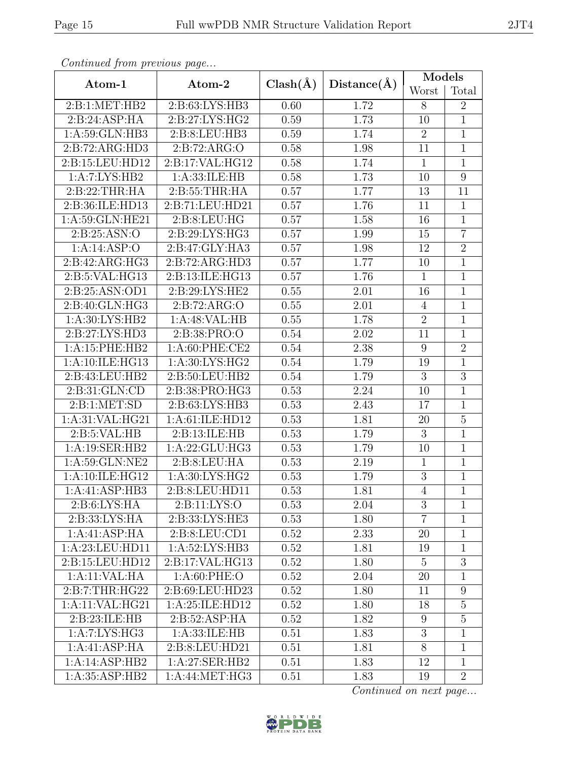*Continued from previous page...*

| Atom-1 | Atom-2 | Clash(Å) | Distance(Å) | Models | |
|---|---|---|---|---|---|
| | | | | Worst | Total |
| 2:B:1:MET:HB2 | 2:B:63:LYS:HB3 | 0.60 | 1.72 | 8 | 2 |
| 2:B:24:ASP:HA | 2:B:27:LYS:HG2 | 0.59 | 1.73 | 10 | 1 |
| 1:A:59:GLN:HB3 | 2:B:8:LEU:HB3 | 0.59 | 1.74 | 2 | 1 |
| 2:B:72:ARG:HD3 | 2:B:72:ARG:O | 0.58 | 1.98 | 11 | 1 |
| 2:B:15:LEU:HD12 | 2:B:17:VAL:HG12 | 0.58 | 1.74 | 1 | 1 |
| 1:A:7:LYS:HB2 | 1:A:33:ILE:HB | 0.58 | 1.73 | 10 | 9 |
| 2:B:22:THR:HA | 2:B:55:THR:HA | 0.57 | 1.77 | 13 | 11 |
| 2:B:36:ILE:HD13 | 2:B:71:LEU:HD21 | 0.57 | 1.76 | 11 | 1 |
| 1:A:59:GLN:HE21 | 2:B:8:LEU:HG | 0.57 | 1.58 | 16 | 1 |
| 2:B:25:ASN:O | 2:B:29:LYS:HG3 | 0.57 | 1.99 | 15 | 7 |
| 1:A:14:ASP:O | 2:B:47:GLY:HA3 | 0.57 | 1.98 | 12 | 2 |
| 2:B:42:ARG:HG3 | 2:B:72:ARG:HD3 | 0.57 | 1.77 | 10 | 1 |
| 2:B:5:VAL:HG13 | 2:B:13:ILE:HG13 | 0.57 | 1.76 | 1 | 1 |
| 2:B:25:ASN:OD1 | 2:B:29:LYS:HE2 | 0.55 | 2.01 | 16 | 1 |
| 2:B:40:GLN:HG3 | 2:B:72:ARG:O | 0.55 | 2.01 | 4 | 1 |
| 1:A:30:LYS:HB2 | 1:A:48:VAL:HB | 0.55 | 1.78 | 2 | 1 |
| 2:B:27:LYS:HD3 | 2:B:38:PRO:O | 0.54 | 2.02 | 11 | 1 |
| 1:A:15:PHE:HB2 | 1:A:60:PHE:CE2 | 0.54 | 2.38 | 9 | 2 |
| 1:A:10:ILE:HG13 | 1:A:30:LYS:HG2 | 0.54 | 1.79 | 19 | 1 |
| 2:B:43:LEU:HB2 | 2:B:50:LEU:HB2 | 0.54 | 1.79 | 3 | 3 |
| 2:B:31:GLN:CD | 2:B:38:PRO:HG3 | 0.53 | 2.24 | 10 | 1 |
| 2:B:1:MET:SD | 2:B:63:LYS:HB3 | 0.53 | 2.43 | 17 | 1 |
| 1:A:31:VAL:HG21 | 1:A:61:ILE:HD12 | 0.53 | 1.81 | 20 | 5 |
| 2:B:5:VAL:HB | 2:B:13:ILE:HB | 0.53 | 1.79 | 3 | 1 |
| 1:A:19:SER:HB2 | 1:A:22:GLU:HG3 | 0.53 | 1.79 | 10 | 1 |
| 1:A:59:GLN:NE2 | 2:B:8:LEU:HA | 0.53 | 2.19 | 1 | 1 |
| 1:A:10:ILE:HG12 | 1:A:30:LYS:HG2 | 0.53 | 1.79 | 3 | 1 |
| 1:A:41:ASP:HB3 | 2:B:8:LEU:HD11 | 0.53 | 1.81 | 4 | 1 |
| 2:B:6:LYS:HA | 2:B:11:LYS:O | 0.53 | 2.04 | 3 | 1 |
| 2:B:33:LYS:HA | 2:B:33:LYS:HE3 | 0.53 | 1.80 | 7 | 1 |
| 1:A:41:ASP:HA | 2:B:8:LEU:CD1 | 0.52 | 2.33 | 20 | 1 |
| 1:A:23:LEU:HD11 | 1:A:52:LYS:HB3 | 0.52 | 1.81 | 19 | 1 |
| 2:B:15:LEU:HD12 | 2:B:17:VAL:HG13 | 0.52 | 1.80 | 5 | 3 |
| 1:A:11:VAL:HA | 1:A:60:PHE:O | 0.52 | 2.04 | 20 | 1 |
| 2:B:7:THR:HG22 | 2:B:69:LEU:HD23 | 0.52 | 1.80 | 11 | 9 |
| 1:A:11:VAL:HG21 | 1:A:25:ILE:HD12 | 0.52 | 1.80 | 18 | 5 |
| 2:B:23:ILE:HB | 2:B:52:ASP:HA | 0.52 | 1.82 | 9 | 5 |
| 1:A:7:LYS:HG3 | 1:A:33:ILE:HB | 0.51 | 1.83 | 3 | 1 |
| 1:A:41:ASP:HA | 2:B:8:LEU:HD21 | 0.51 | 1.81 | 8 | 1 |
| 1:A:14:ASP:HB2 | 1:A:27:SER:HB2 | 0.51 | 1.83 | 12 | 1 |
| 1:A:35:ASP:HB2 | 1:A:44:MET:HG3 | 0.51 | 1.83 | 19 | 2 |

*Continued on next page...*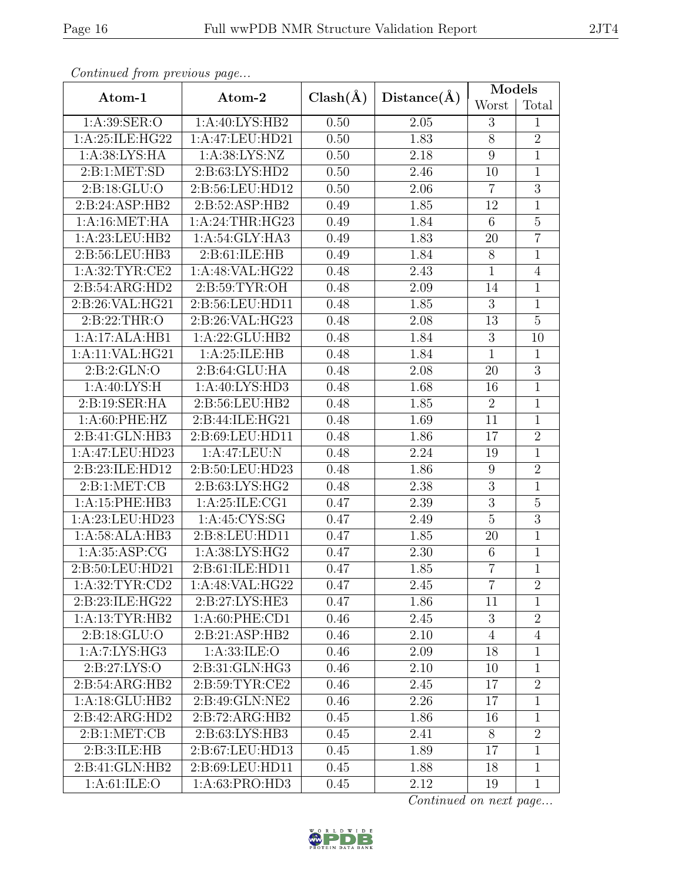*Continued from previous page...*

| Atom-1 | Atom-2 | Clash(Å) | Distance(Å) | Models | |
|---|---|---|---|---|---|
| | | | | Worst | Total |
| 1:A:39:SER:O | 1:A:40:LYS:HB2 | 0.50 | 2.05 | 3 | 1 |
| 1:A:25:ILE:HG22 | 1:A:47:LEU:HD21 | 0.50 | 1.83 | 8 | 2 |
| 1:A:38:LYS:HA | 1:A:38:LYS:NZ | 0.50 | 2.18 | 9 | 1 |
| 2:B:1:MET:SD | 2:B:63:LYS:HD2 | 0.50 | 2.46 | 10 | 1 |
| 2:B:18:GLU:O | 2:B:56:LEU:HD12 | 0.50 | 2.06 | 7 | 3 |
| 2:B:24:ASP:HB2 | 2:B:52:ASP:HB2 | 0.49 | 1.85 | 12 | 1 |
| 1:A:16:MET:HA | 1:A:24:THR:HG23 | 0.49 | 1.84 | 6 | 5 |
| 1:A:23:LEU:HB2 | 1:A:54:GLY:HA3 | 0.49 | 1.83 | 20 | 7 |
| 2:B:56:LEU:HB3 | 2:B:61:ILE:HB | 0.49 | 1.84 | 8 | 1 |
| 1:A:32:TYR:CE2 | 1:A:48:VAL:HG22 | 0.48 | 2.43 | 1 | 4 |
| 2:B:54:ARG:HD2 | 2:B:59:TYR:OH | 0.48 | 2.09 | 14 | 1 |
| 2:B:26:VAL:HG21 | 2:B:56:LEU:HD11 | 0.48 | 1.85 | 3 | 1 |
| 2:B:22:THR:O | 2:B:26:VAL:HG23 | 0.48 | 2.08 | 13 | 5 |
| 1:A:17:ALA:HB1 | 1:A:22:GLU:HB2 | 0.48 | 1.84 | 3 | 10 |
| 1:A:11:VAL:HG21 | 1:A:25:ILE:HB | 0.48 | 1.84 | 1 | 1 |
| 2:B:2:GLN:O | 2:B:64:GLU:HA | 0.48 | 2.08 | 20 | 3 |
| 1:A:40:LYS:H | 1:A:40:LYS:HD3 | 0.48 | 1.68 | 16 | 1 |
| 2:B:19:SER:HA | 2:B:56:LEU:HB2 | 0.48 | 1.85 | 2 | 1 |
| 1:A:60:PHE:HZ | 2:B:44:ILE:HG21 | 0.48 | 1.69 | 11 | 1 |
| 2:B:41:GLN:HB3 | 2:B:69:LEU:HD11 | 0.48 | 1.86 | 17 | 2 |
| 1:A:47:LEU:HD23 | 1:A:47:LEU:N | 0.48 | 2.24 | 19 | 1 |
| 2:B:23:ILE:HD12 | 2:B:50:LEU:HD23 | 0.48 | 1.86 | 9 | 2 |
| 2:B:1:MET:CB | 2:B:63:LYS:HG2 | 0.48 | 2.38 | 3 | 1 |
| 1:A:15:PHE:HB3 | 1:A:25:ILE:CG1 | 0.47 | 2.39 | 3 | 5 |
| 1:A:23:LEU:HD23 | 1:A:45:CYS:SG | 0.47 | 2.49 | 5 | 3 |
| 1:A:58:ALA:HB3 | 2:B:8:LEU:HD11 | 0.47 | 1.85 | 20 | 1 |
| 1:A:35:ASP:CG | 1:A:38:LYS:HG2 | 0.47 | 2.30 | 6 | 1 |
| 2:B:50:LEU:HD21 | 2:B:61:ILE:HD11 | 0.47 | 1.85 | 7 | 1 |
| 1:A:32:TYR:CD2 | 1:A:48:VAL:HG22 | 0.47 | 2.45 | 7 | 2 |
| 2:B:23:ILE:HG22 | 2:B:27:LYS:HE3 | 0.47 | 1.86 | 11 | 1 |
| 1:A:13:TYR:HB2 | 1:A:60:PHE:CD1 | 0.46 | 2.45 | 3 | 2 |
| 2:B:18:GLU:O | 2:B:21:ASP:HB2 | 0.46 | 2.10 | 4 | 4 |
| 1:A:7:LYS:HG3 | 1:A:33:ILE:O | 0.46 | 2.09 | 18 | 1 |
| 2:B:27:LYS:O | 2:B:31:GLN:HG3 | 0.46 | 2.10 | 10 | 1 |
| 2:B:54:ARG:HB2 | 2:B:59:TYR:CE2 | 0.46 | 2.45 | 17 | 2 |
| 1:A:18:GLU:HB2 | 2:B:49:GLN:NE2 | 0.46 | 2.26 | 17 | 1 |
| 2:B:42:ARG:HD2 | 2:B:72:ARG:HB2 | 0.45 | 1.86 | 16 | 1 |
| 2:B:1:MET:CB | 2:B:63:LYS:HB3 | 0.45 | 2.41 | 8 | 2 |
| 2:B:3:ILE:HB | 2:B:67:LEU:HD13 | 0.45 | 1.89 | 17 | 1 |
| 2:B:41:GLN:HB2 | 2:B:69:LEU:HD11 | 0.45 | 1.88 | 18 | 1 |
| 1:A:61:ILE:O | 1:A:63:PRO:HD3 | 0.45 | 2.12 | 19 | 1 |

*Continued on next page...*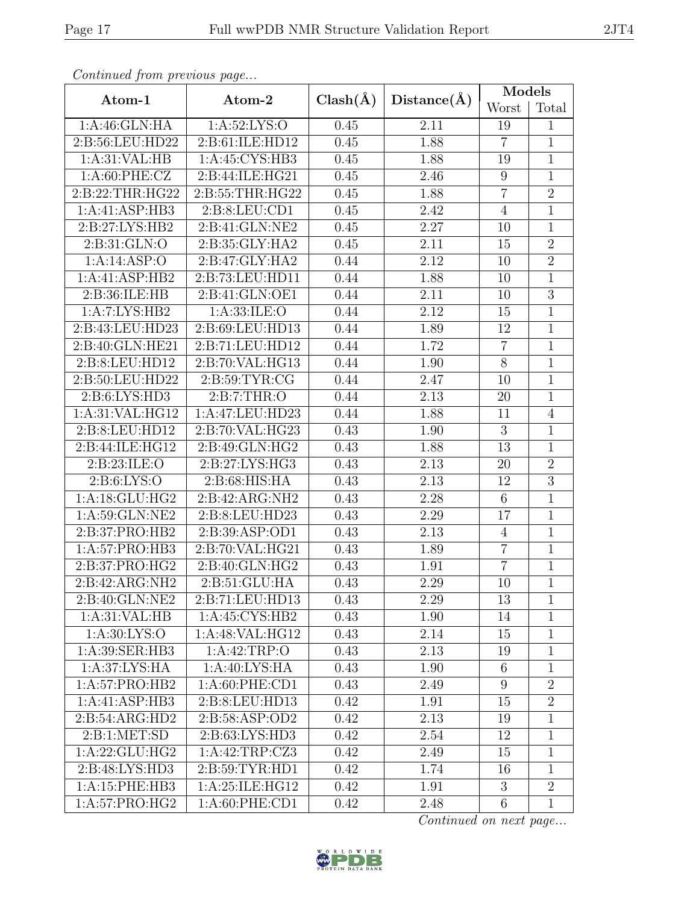*Continued from previous page...*

| Atom-1 | Atom-2 | Clash(Å) | Distance(Å) | Models | |
|---|---|---|---|---|---|
| | | | | Worst | Total |
| 1:A:46:GLN:HA | 1:A:52:LYS:O | 0.45 | 2.11 | 19 | 1 |
| 2:B:56:LEU:HD22 | 2:B:61:ILE:HD12 | 0.45 | 1.88 | 7 | 1 |
| 1:A:31:VAL:HB | 1:A:45:CYS:HB3 | 0.45 | 1.88 | 19 | 1 |
| 1:A:60:PHE:CZ | 2:B:44:ILE:HG21 | 0.45 | 2.46 | 9 | 1 |
| 2:B:22:THR:HG22 | 2:B:55:THR:HG22 | 0.45 | 1.88 | 7 | 2 |
| 1:A:41:ASP:HB3 | 2:B:8:LEU:CD1 | 0.45 | 2.42 | 4 | 1 |
| 2:B:27:LYS:HB2 | 2:B:41:GLN:NE2 | 0.45 | 2.27 | 10 | 1 |
| 2:B:31:GLN:O | 2:B:35:GLY:HA2 | 0.45 | 2.11 | 15 | 2 |
| 1:A:14:ASP:O | 2:B:47:GLY:HA2 | 0.44 | 2.12 | 10 | 2 |
| 1:A:41:ASP:HB2 | 2:B:73:LEU:HD11 | 0.44 | 1.88 | 10 | 1 |
| 2:B:36:ILE:HB | 2:B:41:GLN:OE1 | 0.44 | 2.11 | 10 | 3 |
| 1:A:7:LYS:HB2 | 1:A:33:ILE:O | 0.44 | 2.12 | 15 | 1 |
| 2:B:43:LEU:HD23 | 2:B:69:LEU:HD13 | 0.44 | 1.89 | 12 | 1 |
| 2:B:40:GLN:HE21 | 2:B:71:LEU:HD12 | 0.44 | 1.72 | 7 | 1 |
| 2:B:8:LEU:HD12 | 2:B:70:VAL:HG13 | 0.44 | 1.90 | 8 | 1 |
| 2:B:50:LEU:HD22 | 2:B:59:TYR:CG | 0.44 | 2.47 | 10 | 1 |
| 2:B:6:LYS:HD3 | 2:B:7:THR:O | 0.44 | 2.13 | 20 | 1 |
| 1:A:31:VAL:HG12 | 1:A:47:LEU:HD23 | 0.44 | 1.88 | 11 | 4 |
| 2:B:8:LEU:HD12 | 2:B:70:VAL:HG23 | 0.43 | 1.90 | 3 | 1 |
| 2:B:44:ILE:HG12 | 2:B:49:GLN:HG2 | 0.43 | 1.88 | 13 | 1 |
| 2:B:23:ILE:O | 2:B:27:LYS:HG3 | 0.43 | 2.13 | 20 | 2 |
| 2:B:6:LYS:O | 2:B:68:HIS:HA | 0.43 | 2.13 | 12 | 3 |
| 1:A:18:GLU:HG2 | 2:B:42:ARG:NH2 | 0.43 | 2.28 | 6 | 1 |
| 1:A:59:GLN:NE2 | 2:B:8:LEU:HD23 | 0.43 | 2.29 | 17 | 1 |
| 2:B:37:PRO:HB2 | 2:B:39:ASP:OD1 | 0.43 | 2.13 | 4 | 1 |
| 1:A:57:PRO:HB3 | 2:B:70:VAL:HG21 | 0.43 | 1.89 | 7 | 1 |
| 2:B:37:PRO:HG2 | 2:B:40:GLN:HG2 | 0.43 | 1.91 | 7 | 1 |
| 2:B:42:ARG:NH2 | 2:B:51:GLU:HA | 0.43 | 2.29 | 10 | 1 |
| 2:B:40:GLN:NE2 | 2:B:71:LEU:HD13 | 0.43 | 2.29 | 13 | 1 |
| 1:A:31:VAL:HB | 1:A:45:CYS:HB2 | 0.43 | 1.90 | 14 | 1 |
| 1:A:30:LYS:O | 1:A:48:VAL:HG12 | 0.43 | 2.14 | 15 | 1 |
| 1:A:39:SER:HB3 | 1:A:42:TRP:O | 0.43 | 2.13 | 19 | 1 |
| 1:A:37:LYS:HA | 1:A:40:LYS:HA | 0.43 | 1.90 | 6 | 1 |
| 1:A:57:PRO:HB2 | 1:A:60:PHE:CD1 | 0.43 | 2.49 | 9 | 2 |
| 1:A:41:ASP:HB3 | 2:B:8:LEU:HD13 | 0.42 | 1.91 | 15 | 2 |
| 2:B:54:ARG:HD2 | 2:B:58:ASP:OD2 | 0.42 | 2.13 | 19 | 1 |
| 2:B:1:MET:SD | 2:B:63:LYS:HD3 | 0.42 | 2.54 | 12 | 1 |
| 1:A:22:GLU:HG2 | 1:A:42:TRP:CZ3 | 0.42 | 2.49 | 15 | 1 |
| 2:B:48:LYS:HD3 | 2:B:59:TYR:HD1 | 0.42 | 1.74 | 16 | 1 |
| 1:A:15:PHE:HB3 | 1:A:25:ILE:HG12 | 0.42 | 1.91 | 3 | 2 |
| 1:A:57:PRO:HG2 | 1:A:60:PHE:CD1 | 0.42 | 2.48 | 6 | 1 |

*Continued on next page...*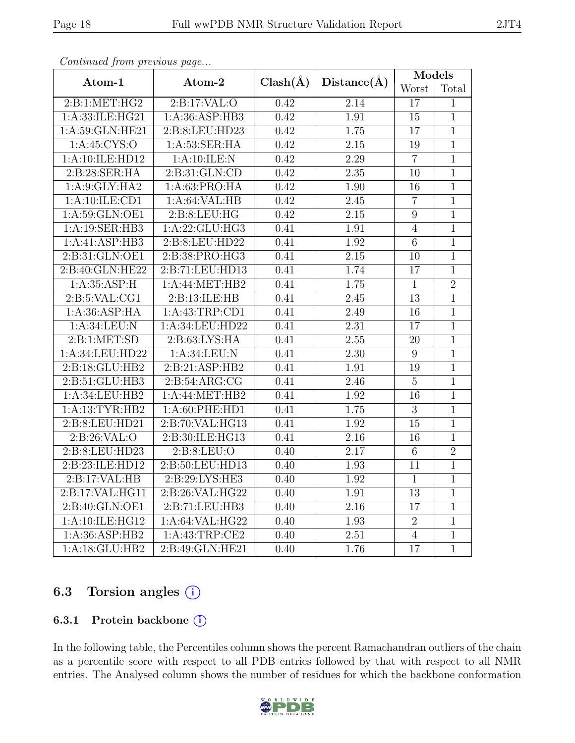*Continued from previous page...*

| Atom-1 | Atom-2 | Clash(Å) | Distance(Å) | Models | |
|---|---|---|---|---|---|
| | | | | Worst | Total |
| 2:B:1:MET:HG2 | 2:B:17:VAL:O | 0.42 | 2.14 | 17 | 1 |
| 1:A:33:ILE:HG21 | 1:A:36:ASP:HB3 | 0.42 | 1.91 | 15 | 1 |
| 1:A:59:GLN:HE21 | 2:B:8:LEU:HD23 | 0.42 | 1.75 | 17 | 1 |
| 1:A:45:CYS:O | 1:A:53:SER:HA | 0.42 | 2.15 | 19 | 1 |
| 1:A:10:ILE:HD12 | 1:A:10:ILE:N | 0.42 | 2.29 | 7 | 1 |
| 2:B:28:SER:HA | 2:B:31:GLN:CD | 0.42 | 2.35 | 10 | 1 |
| 1:A:9:GLY:HA2 | 1:A:63:PRO:HA | 0.42 | 1.90 | 16 | 1 |
| 1:A:10:ILE:CD1 | 1:A:64:VAL:HB | 0.42 | 2.45 | 7 | 1 |
| 1:A:59:GLN:OE1 | 2:B:8:LEU:HG | 0.42 | 2.15 | 9 | 1 |
| 1:A:19:SER:HB3 | 1:A:22:GLU:HG3 | 0.41 | 1.91 | 4 | 1 |
| 1:A:41:ASP:HB3 | 2:B:8:LEU:HD22 | 0.41 | 1.92 | 6 | 1 |
| 2:B:31:GLN:OE1 | 2:B:38:PRO:HG3 | 0.41 | 2.15 | 10 | 1 |
| 2:B:40:GLN:HE22 | 2:B:71:LEU:HD13 | 0.41 | 1.74 | 17 | 1 |
| 1:A:35:ASP:H | 1:A:44:MET:HB2 | 0.41 | 1.75 | 1 | 2 |
| 2:B:5:VAL:CG1 | 2:B:13:ILE:HB | 0.41 | 2.45 | 13 | 1 |
| 1:A:36:ASP:HA | 1:A:43:TRP:CD1 | 0.41 | 2.49 | 16 | 1 |
| 1:A:34:LEU:N | 1:A:34:LEU:HD22 | 0.41 | 2.31 | 17 | 1 |
| 2:B:1:MET:SD | 2:B:63:LYS:HA | 0.41 | 2.55 | 20 | 1 |
| 1:A:34:LEU:HD22 | 1:A:34:LEU:N | 0.41 | 2.30 | 9 | 1 |
| 2:B:18:GLU:HB2 | 2:B:21:ASP:HB2 | 0.41 | 1.91 | 19 | 1 |
| 2:B:51:GLU:HB3 | 2:B:54:ARG:CG | 0.41 | 2.46 | 5 | 1 |
| 1:A:34:LEU:HB2 | 1:A:44:MET:HB2 | 0.41 | 1.92 | 16 | 1 |
| 1:A:13:TYR:HB2 | 1:A:60:PHE:HD1 | 0.41 | 1.75 | 3 | 1 |
| 2:B:8:LEU:HD21 | 2:B:70:VAL:HG13 | 0.41 | 1.92 | 15 | 1 |
| 2:B:26:VAL:O | 2:B:30:ILE:HG13 | 0.41 | 2.16 | 16 | 1 |
| 2:B:8:LEU:HD23 | 2:B:8:LEU:O | 0.40 | 2.17 | 6 | 2 |
| 2:B:23:ILE:HD12 | 2:B:50:LEU:HD13 | 0.40 | 1.93 | 11 | 1 |
| 2:B:17:VAL:HB | 2:B:29:LYS:HE3 | 0.40 | 1.92 | 1 | 1 |
| 2:B:17:VAL:HG11 | 2:B:26:VAL:HG22 | 0.40 | 1.91 | 13 | 1 |
| 2:B:40:GLN:OE1 | 2:B:71:LEU:HB3 | 0.40 | 2.16 | 17 | 1 |
| 1:A:10:ILE:HG12 | 1:A:64:VAL:HG22 | 0.40 | 1.93 | 2 | 1 |
| 1:A:36:ASP:HB2 | 1:A:43:TRP:CE2 | 0.40 | 2.51 | 4 | 1 |
| 1:A:18:GLU:HB2 | 2:B:49:GLN:HE21 | 0.40 | 1.76 | 17 | 1 |

## 6.3 Torsion angles (i)

### 6.3.1 Protein backbone (i)

In the following table, the Percentiles column shows the percent Ramachandran outliers of the chain as a percentile score with respect to all PDB entries followed by that with respect to all NMR entries. The Analysed column shows the number of residues for which the backbone conformation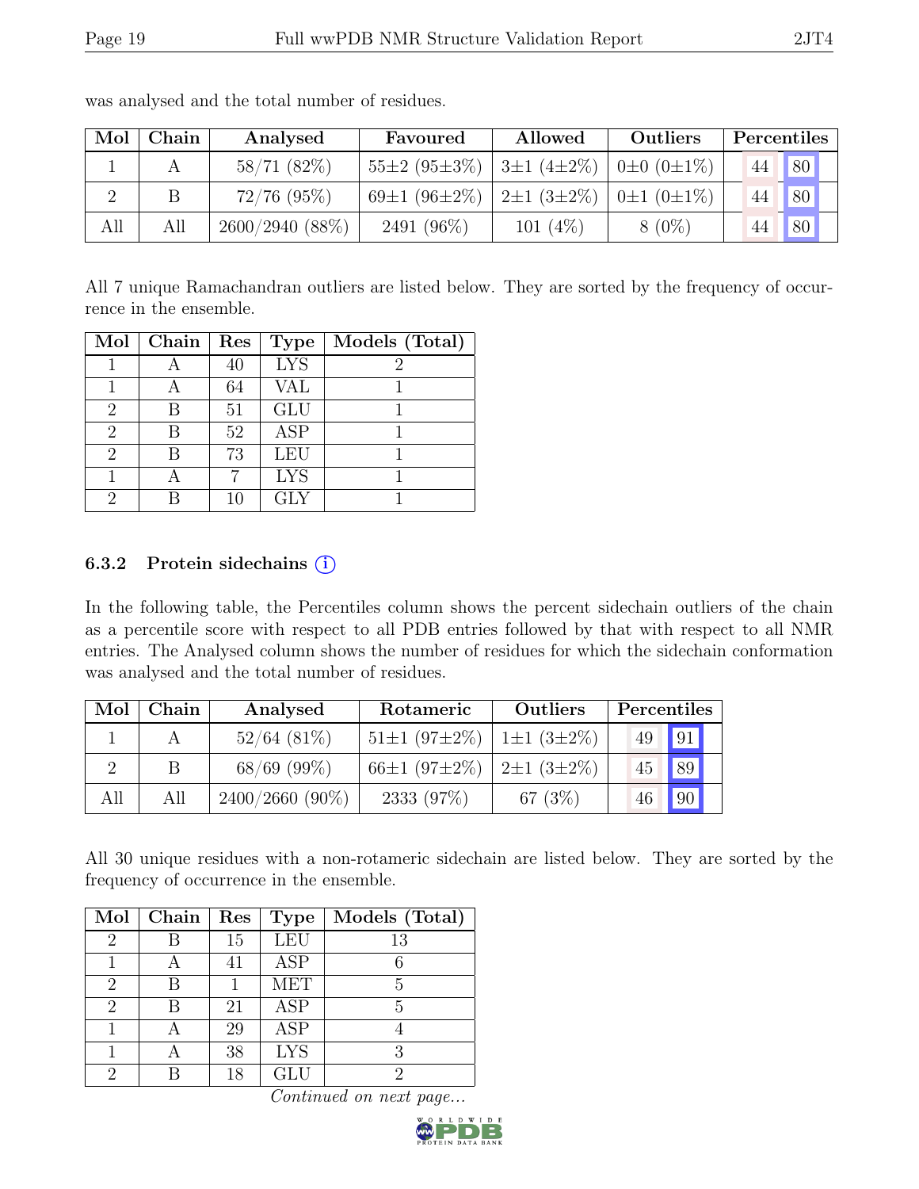was analysed and the total number of residues.

| Mol | Chain | Analysed | Favoured | Allowed | Outliers | Percentiles | |
|---|---|---|---|---|---|---|---|
| 1 | A | 58/71 (82%) | 55±2 (95±3%) | 3±1 (4±2%) | 0±0 (0±1%) | 44 | 80 |
| 2 | B | 72/76 (95%) | 69±1 (96±2%) | 2±1 (3±2%) | 0±1 (0±1%) | 44 | 80 |
| All | All | 2600/2940 (88%) | 2491 (96%) | 101 (4%) | 8 (0%) | 44 | 80 |

All 7 unique Ramachandran outliers are listed below. They are sorted by the frequency of occurrence in the ensemble.

| Mol | Chain | Res | Type | Models (Total) |
|---|---|---|---|---|
| 1 | A | 40 | LYS | 2 |
| 1 | A | 64 | VAL | 1 |
| 2 | B | 51 | GLU | 1 |
| 2 | B | 52 | ASP | 1 |
| 2 | B | 73 | LEU | 1 |
| 1 | A | 7 | LYS | 1 |
| 2 | B | 10 | GLY | 1 |

### 6.3.2 Protein sidechains

In the following table, the Percentiles column shows the percent sidechain outliers of the chain as a percentile score with respect to all PDB entries followed by that with respect to all NMR entries. The Analysed column shows the number of residues for which the sidechain conformation was analysed and the total number of residues.

| Mol | Chain | Analysed | Rotameric | Outliers | Percentiles | |
|---|---|---|---|---|---|---|
| 1 | A | 52/64 (81%) | 51±1 (97±2%) | 1±1 (3±2%) | 49 | 91 |
| 2 | B | 68/69 (99%) | 66±1 (97±2%) | 2±1 (3±2%) | 45 | 89 |
| All | All | 2400/2660 (90%) | 2333 (97%) | 67 (3%) | 46 | 90 |

All 30 unique residues with a non-rotameric sidechain are listed below. They are sorted by the frequency of occurrence in the ensemble.

| Mol | Chain | Res | Type | Models (Total) |
|---|---|---|---|---|
| 2 | B | 15 | LEU | 13 |
| 1 | A | 41 | ASP | 6 |
| 2 | B | 1 | MET | 5 |
| 2 | B | 21 | ASP | 5 |
| 1 | A | 29 | ASP | 4 |
| 1 | A | 38 | LYS | 3 |
| 2 | B | 18 | GLU | 2 |

*Continued on next page...*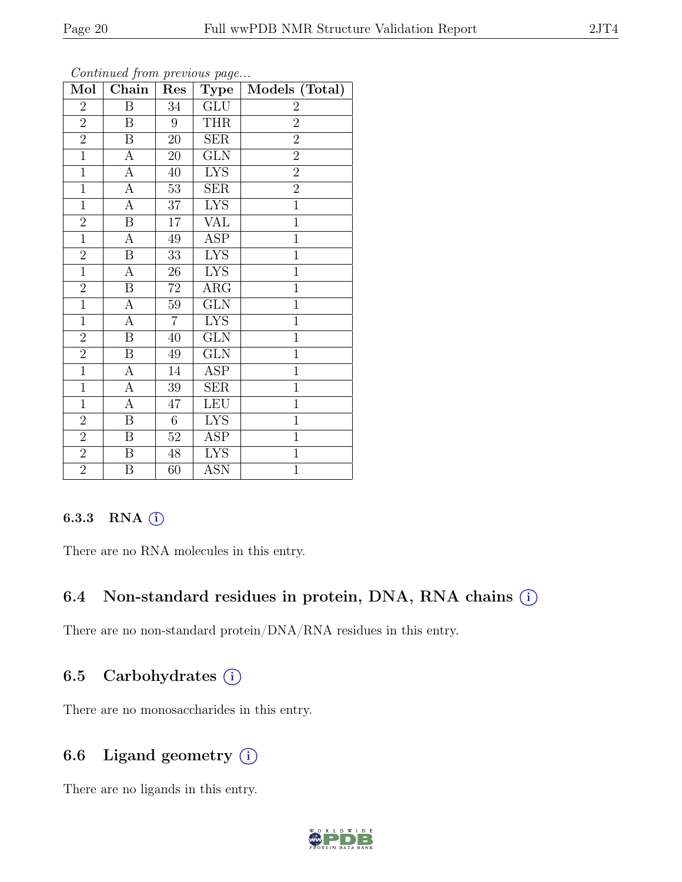*Continued from previous page...*

| Mol | Chain | Res | Type | Models (Total) |
|---|---|---|---|---|
| 2 | B | 34 | GLU | 2 |
| 2 | B | 9 | THR | 2 |
| 2 | B | 20 | SER | 2 |
| 1 | A | 20 | GLN | 2 |
| 1 | A | 40 | LYS | 2 |
| 1 | A | 53 | SER | 2 |
| 1 | A | 37 | LYS | 1 |
| 2 | B | 17 | VAL | 1 |
| 1 | A | 49 | ASP | 1 |
| 2 | B | 33 | LYS | 1 |
| 1 | A | 26 | LYS | 1 |
| 2 | B | 72 | ARG | 1 |
| 1 | A | 59 | GLN | 1 |
| 1 | A | 7 | LYS | 1 |
| 2 | B | 40 | GLN | 1 |
| 2 | B | 49 | GLN | 1 |
| 1 | A | 14 | ASP | 1 |
| 1 | A | 39 | SER | 1 |
| 1 | A | 47 | LEU | 1 |
| 2 | B | 6 | LYS | 1 |
| 2 | B | 52 | ASP | 1 |
| 2 | B | 48 | LYS | 1 |
| 2 | B | 60 | ASN | 1 |

### 6.3.3 RNA (i)

There are no RNA molecules in this entry.

## 6.4 Non-standard residues in protein, DNA, RNA chains (i)

There are no non-standard protein/DNA/RNA residues in this entry.

## 6.5 Carbohydrates (i)

There are no monosaccharides in this entry.

## 6.6 Ligand geometry (i)

There are no ligands in this entry.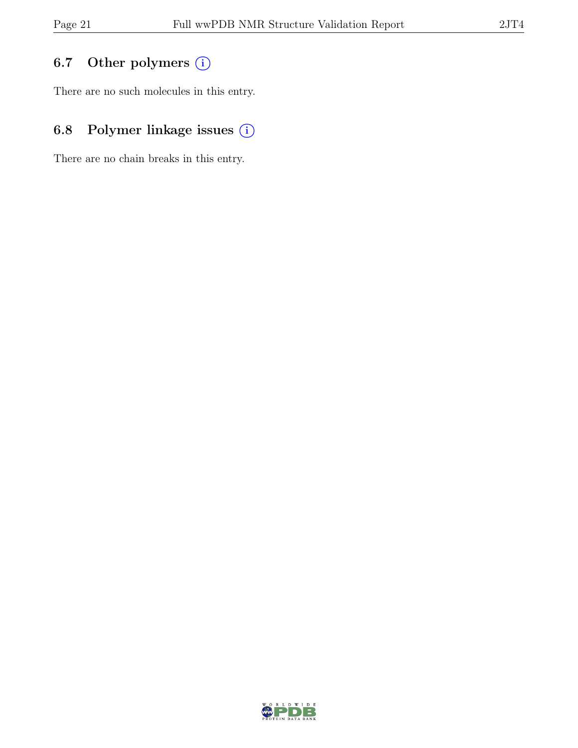### 6.7 Other polymers

There are no such molecules in this entry.

### 6.8 Polymer linkage issues

There are no chain breaks in this entry.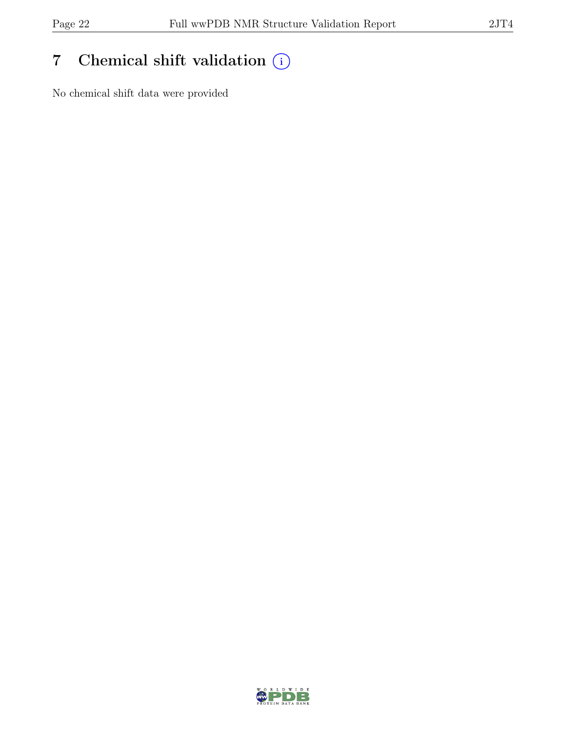# 7 Chemical shift validation

No chemical shift data were provided